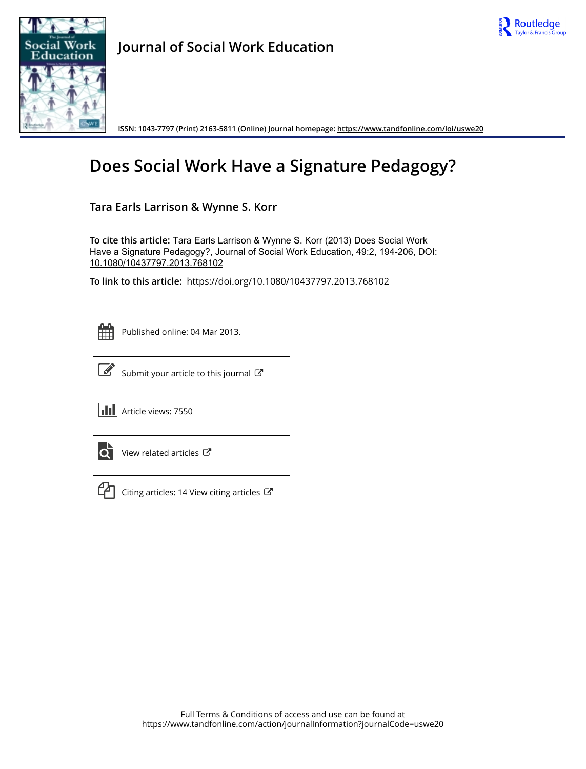# Journal of Social Work Education

ISSN: 1043-7797 (Print) 2163-5811 (Online) Journal homepage: https://www.tandfonline.com/loi/uswe20

## Does Social Work Have a Signature Pedagogy?

**Tara Earls Larrison & Wynne S. Korr**

**To cite this article:** Tara Earls Larrison & Wynne S. Korr (2013) Does Social Work Have a Signature Pedagogy?, Journal of Social Work Education, 49:2, 194-206, DOI: 10.1080/10437797.2013.768102

**To link to this article:** https://doi.org/10.1080/10437797.2013.768102

Published online: 04 Mar 2013.

Submit your article to this journal

Article views: 7550

View related articles

Citing articles: 14 View citing articles

Full Terms & Conditions of access and use can be found at https://www.tandfonline.com/action/journalInformation?journalCode=uswe20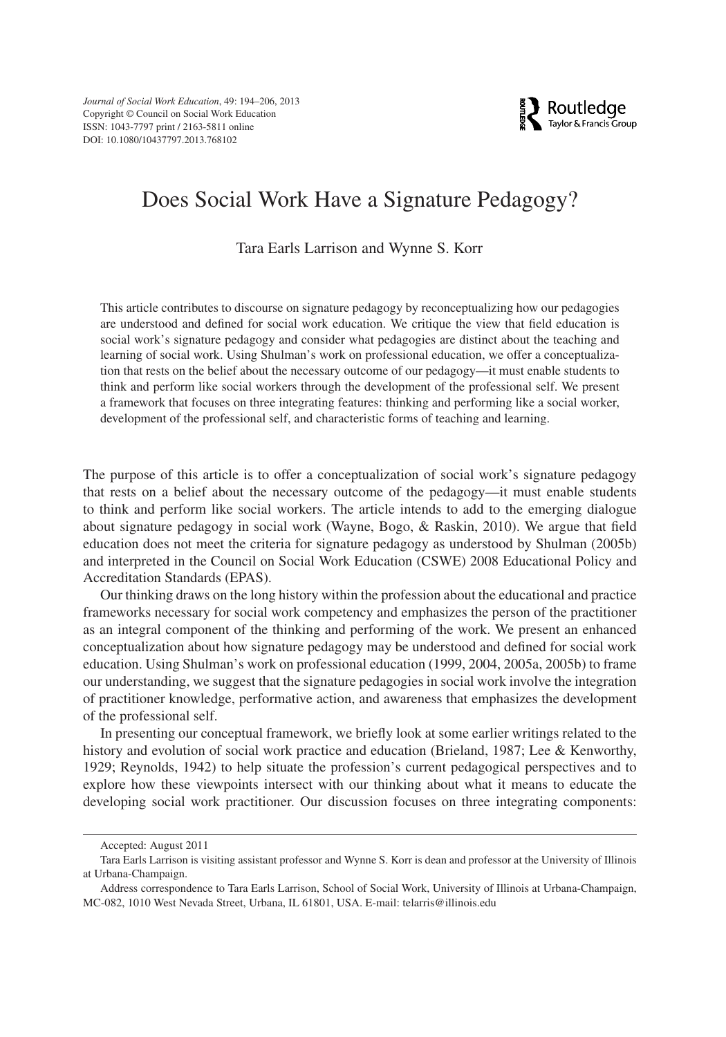# Does Social Work Have a Signature Pedagogy?

Tara Earls Larrison and Wynne S. Korr

This article contributes to discourse on signature pedagogy by reconceptualizing how our pedagogies are understood and defined for social work education. We critique the view that field education is social work's signature pedagogy and consider what pedagogies are distinct about the teaching and learning of social work. Using Shulman's work on professional education, we offer a conceptualization that rests on the belief about the necessary outcome of our pedagogy—it must enable students to think and perform like social workers through the development of the professional self. We present a framework that focuses on three integrating features: thinking and performing like a social worker, development of the professional self, and characteristic forms of teaching and learning.

The purpose of this article is to offer a conceptualization of social work's signature pedagogy that rests on a belief about the necessary outcome of the pedagogy—it must enable students to think and perform like social workers. The article intends to add to the emerging dialogue about signature pedagogy in social work (Wayne, Bogo, & Raskin, 2010). We argue that field education does not meet the criteria for signature pedagogy as understood by Shulman (2005b) and interpreted in the Council on Social Work Education (CSWE) 2008 Educational Policy and Accreditation Standards (EPAS).

Our thinking draws on the long history within the profession about the educational and practice frameworks necessary for social work competency and emphasizes the person of the practitioner as an integral component of the thinking and performing of the work. We present an enhanced conceptualization about how signature pedagogy may be understood and defined for social work education. Using Shulman's work on professional education (1999, 2004, 2005a, 2005b) to frame our understanding, we suggest that the signature pedagogies in social work involve the integration of practitioner knowledge, performative action, and awareness that emphasizes the development of the professional self.

In presenting our conceptual framework, we briefly look at some earlier writings related to the history and evolution of social work practice and education (Brieland, 1987; Lee & Kenworthy, 1929; Reynolds, 1942) to help situate the profession's current pedagogical perspectives and to explore how these viewpoints intersect with our thinking about what it means to educate the developing social work practitioner. Our discussion focuses on three integrating components:

---

Accepted: August 2011

Tara Earls Larrison is visiting assistant professor and Wynne S. Korr is dean and professor at the University of Illinois at Urbana-Champaign.

Address correspondence to Tara Earls Larrison, School of Social Work, University of Illinois at Urbana-Champaign, MC-082, 1010 West Nevada Street, Urbana, IL 61801, USA. E-mail: telarris@illinois.edu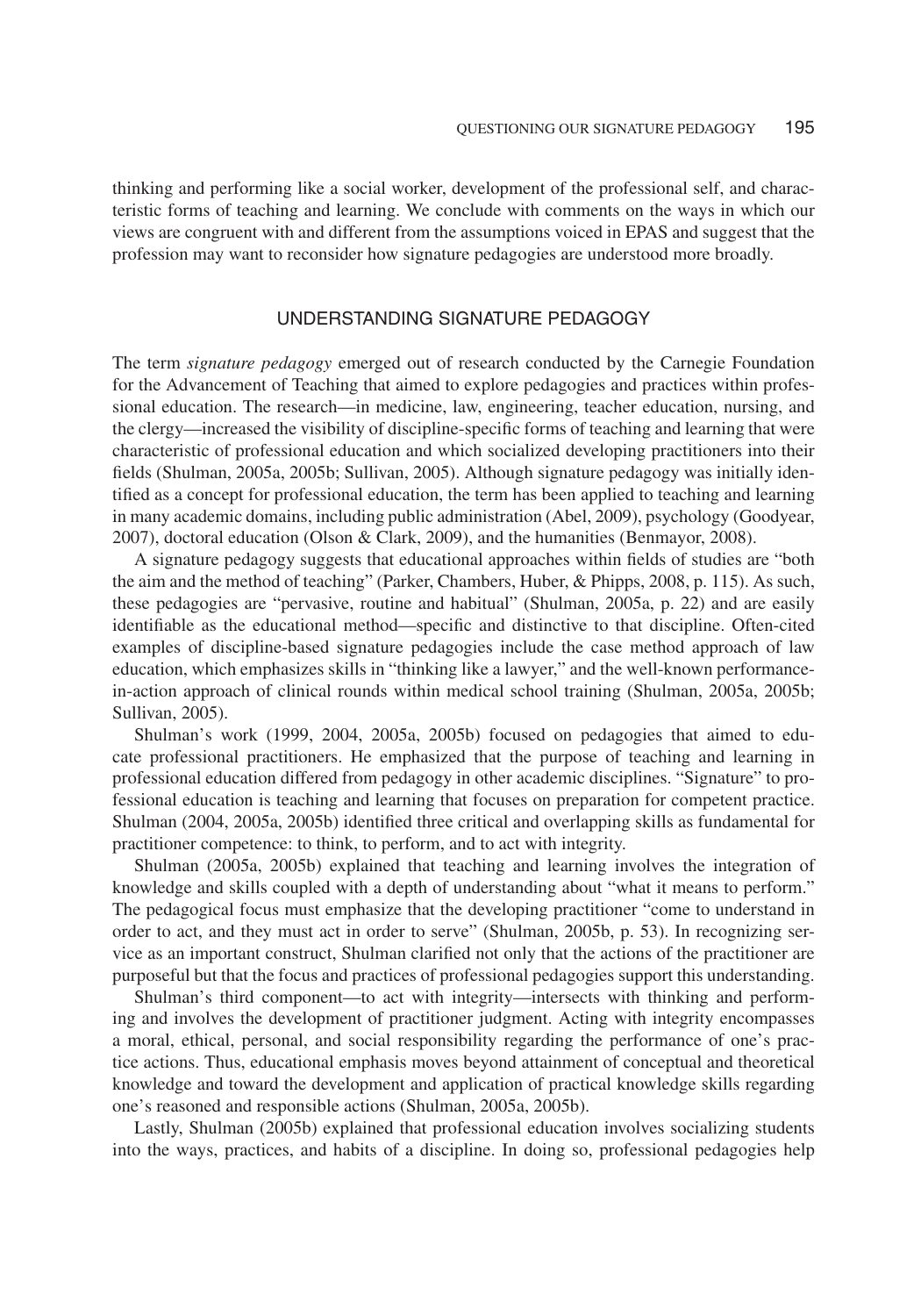thinking and performing like a social worker, development of the professional self, and characteristic forms of teaching and learning. We conclude with comments on the ways in which our views are congruent with and different from the assumptions voiced in EPAS and suggest that the profession may want to reconsider how signature pedagogies are understood more broadly.

## UNDERSTANDING SIGNATURE PEDAGOGY

The term *signature pedagogy* emerged out of research conducted by the Carnegie Foundation for the Advancement of Teaching that aimed to explore pedagogies and practices within professional education. The research—in medicine, law, engineering, teacher education, nursing, and the clergy—increased the visibility of discipline-specific forms of teaching and learning that were characteristic of professional education and which socialized developing practitioners into their fields (Shulman, 2005a, 2005b; Sullivan, 2005). Although signature pedagogy was initially identified as a concept for professional education, the term has been applied to teaching and learning in many academic domains, including public administration (Abel, 2009), psychology (Goodyear, 2007), doctoral education (Olson & Clark, 2009), and the humanities (Benmayor, 2008).

A signature pedagogy suggests that educational approaches within fields of studies are "both the aim and the method of teaching" (Parker, Chambers, Huber, & Phipps, 2008, p. 115). As such, these pedagogies are "pervasive, routine and habitual" (Shulman, 2005a, p. 22) and are easily identifiable as the educational method—specific and distinctive to that discipline. Often-cited examples of discipline-based signature pedagogies include the case method approach of law education, which emphasizes skills in "thinking like a lawyer," and the well-known performance-in-action approach of clinical rounds within medical school training (Shulman, 2005a, 2005b; Sullivan, 2005).

Shulman's work (1999, 2004, 2005a, 2005b) focused on pedagogies that aimed to educate professional practitioners. He emphasized that the purpose of teaching and learning in professional education differed from pedagogy in other academic disciplines. "Signature" to professional education is teaching and learning that focuses on preparation for competent practice. Shulman (2004, 2005a, 2005b) identified three critical and overlapping skills as fundamental for practitioner competence: to think, to perform, and to act with integrity.

Shulman (2005a, 2005b) explained that teaching and learning involves the integration of knowledge and skills coupled with a depth of understanding about "what it means to perform." The pedagogical focus must emphasize that the developing practitioner "come to understand in order to act, and they must act in order to serve" (Shulman, 2005b, p. 53). In recognizing service as an important construct, Shulman clarified not only that the actions of the practitioner are purposeful but that the focus and practices of professional pedagogies support this understanding.

Shulman's third component—to act with integrity—intersects with thinking and performing and involves the development of practitioner judgment. Acting with integrity encompasses a moral, ethical, personal, and social responsibility regarding the performance of one's practice actions. Thus, educational emphasis moves beyond attainment of conceptual and theoretical knowledge and toward the development and application of practical knowledge skills regarding one's reasoned and responsible actions (Shulman, 2005a, 2005b).

Lastly, Shulman (2005b) explained that professional education involves socializing students into the ways, practices, and habits of a discipline. In doing so, professional pedagogies help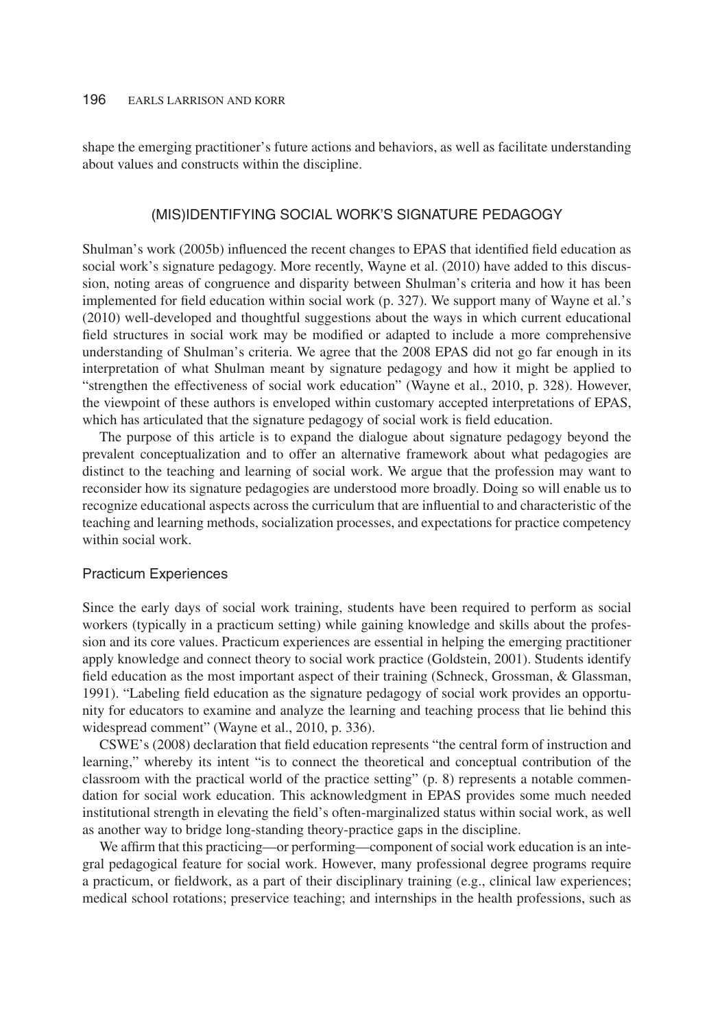shape the emerging practitioner's future actions and behaviors, as well as facilitate understanding about values and constructs within the discipline.

## (MIS)IDENTIFYING SOCIAL WORK'S SIGNATURE PEDAGOGY

Shulman's work (2005b) influenced the recent changes to EPAS that identified field education as social work's signature pedagogy. More recently, Wayne et al. (2010) have added to this discussion, noting areas of congruence and disparity between Shulman's criteria and how it has been implemented for field education within social work (p. 327). We support many of Wayne et al.'s (2010) well-developed and thoughtful suggestions about the ways in which current educational field structures in social work may be modified or adapted to include a more comprehensive understanding of Shulman's criteria. We agree that the 2008 EPAS did not go far enough in its interpretation of what Shulman meant by signature pedagogy and how it might be applied to "strengthen the effectiveness of social work education" (Wayne et al., 2010, p. 328). However, the viewpoint of these authors is enveloped within customary accepted interpretations of EPAS, which has articulated that the signature pedagogy of social work is field education.

The purpose of this article is to expand the dialogue about signature pedagogy beyond the prevalent conceptualization and to offer an alternative framework about what pedagogies are distinct to the teaching and learning of social work. We argue that the profession may want to reconsider how its signature pedagogies are understood more broadly. Doing so will enable us to recognize educational aspects across the curriculum that are influential to and characteristic of the teaching and learning methods, socialization processes, and expectations for practice competency within social work.

### Practicum Experiences

Since the early days of social work training, students have been required to perform as social workers (typically in a practicum setting) while gaining knowledge and skills about the profession and its core values. Practicum experiences are essential in helping the emerging practitioner apply knowledge and connect theory to social work practice (Goldstein, 2001). Students identify field education as the most important aspect of their training (Schneck, Grossman, & Glassman, 1991). "Labeling field education as the signature pedagogy of social work provides an opportunity for educators to examine and analyze the learning and teaching process that lie behind this widespread comment" (Wayne et al., 2010, p. 336).

CSWE's (2008) declaration that field education represents "the central form of instruction and learning," whereby its intent "is to connect the theoretical and conceptual contribution of the classroom with the practical world of the practice setting" (p. 8) represents a notable commendation for social work education. This acknowledgment in EPAS provides some much needed institutional strength in elevating the field's often-marginalized status within social work, as well as another way to bridge long-standing theory-practice gaps in the discipline.

We affirm that this practicing—or performing—component of social work education is an integral pedagogical feature for social work. However, many professional degree programs require a practicum, or fieldwork, as a part of their disciplinary training (e.g., clinical law experiences; medical school rotations; preservice teaching; and internships in the health professions, such as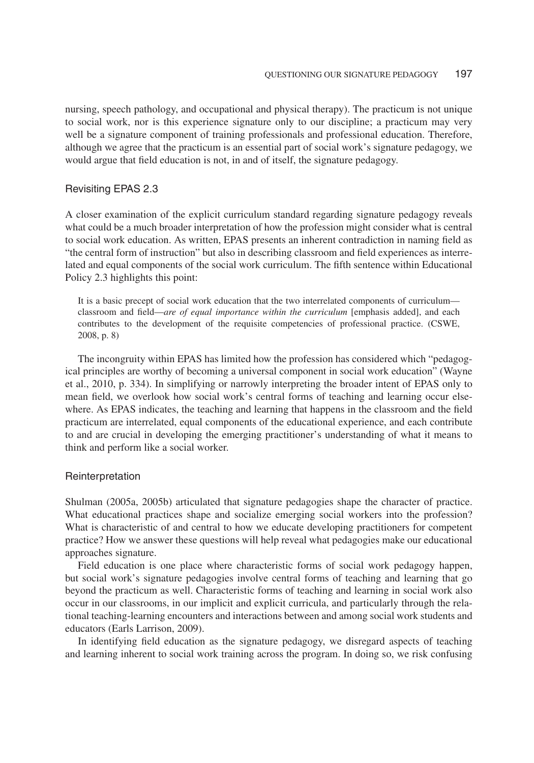nursing, speech pathology, and occupational and physical therapy). The practicum is not unique to social work, nor is this experience signature only to our discipline; a practicum may very well be a signature component of training professionals and professional education. Therefore, although we agree that the practicum is an essential part of social work's signature pedagogy, we would argue that field education is not, in and of itself, the signature pedagogy.

## Revisiting EPAS 2.3

A closer examination of the explicit curriculum standard regarding signature pedagogy reveals what could be a much broader interpretation of how the profession might consider what is central to social work education. As written, EPAS presents an inherent contradiction in naming field as "the central form of instruction" but also in describing classroom and field experiences as interrelated and equal components of the social work curriculum. The fifth sentence within Educational Policy 2.3 highlights this point:

> It is a basic precept of social work education that the two interrelated components of curriculum—classroom and field—*are of equal importance within the curriculum* [emphasis added], and each contributes to the development of the requisite competencies of professional practice. (CSWE, 2008, p. 8)

The incongruity within EPAS has limited how the profession has considered which "pedagogical principles are worthy of becoming a universal component in social work education" (Wayne et al., 2010, p. 334). In simplifying or narrowly interpreting the broader intent of EPAS only to mean field, we overlook how social work's central forms of teaching and learning occur elsewhere. As EPAS indicates, the teaching and learning that happens in the classroom and the field practicum are interrelated, equal components of the educational experience, and each contribute to and are crucial in developing the emerging practitioner's understanding of what it means to think and perform like a social worker.

## Reinterpretation

Shulman (2005a, 2005b) articulated that signature pedagogies shape the character of practice. What educational practices shape and socialize emerging social workers into the profession? What is characteristic of and central to how we educate developing practitioners for competent practice? How we answer these questions will help reveal what pedagogies make our educational approaches signature.

Field education is one place where characteristic forms of social work pedagogy happen, but social work's signature pedagogies involve central forms of teaching and learning that go beyond the practicum as well. Characteristic forms of teaching and learning in social work also occur in our classrooms, in our implicit and explicit curricula, and particularly through the relational teaching-learning encounters and interactions between and among social work students and educators (Earls Larrison, 2009).

In identifying field education as the signature pedagogy, we disregard aspects of teaching and learning inherent to social work training across the program. In doing so, we risk confusing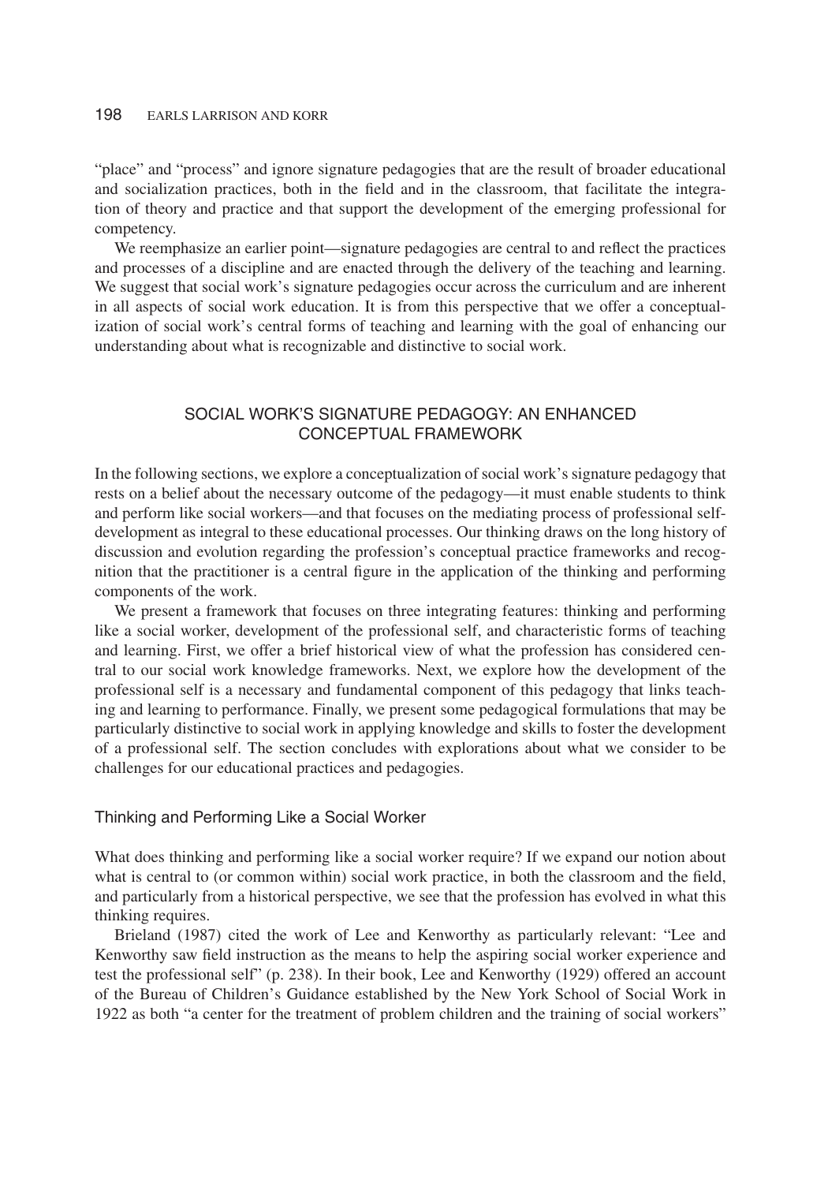"place" and "process" and ignore signature pedagogies that are the result of broader educational and socialization practices, both in the field and in the classroom, that facilitate the integration of theory and practice and that support the development of the emerging professional for competency.

We reemphasize an earlier point—signature pedagogies are central to and reflect the practices and processes of a discipline and are enacted through the delivery of the teaching and learning. We suggest that social work's signature pedagogies occur across the curriculum and are inherent in all aspects of social work education. It is from this perspective that we offer a conceptualization of social work's central forms of teaching and learning with the goal of enhancing our understanding about what is recognizable and distinctive to social work.

## SOCIAL WORK'S SIGNATURE PEDAGOGY: AN ENHANCED CONCEPTUAL FRAMEWORK

In the following sections, we explore a conceptualization of social work's signature pedagogy that rests on a belief about the necessary outcome of the pedagogy—it must enable students to think and perform like social workers—and that focuses on the mediating process of professional self-development as integral to these educational processes. Our thinking draws on the long history of discussion and evolution regarding the profession's conceptual practice frameworks and recognition that the practitioner is a central figure in the application of the thinking and performing components of the work.

We present a framework that focuses on three integrating features: thinking and performing like a social worker, development of the professional self, and characteristic forms of teaching and learning. First, we offer a brief historical view of what the profession has considered central to our social work knowledge frameworks. Next, we explore how the development of the professional self is a necessary and fundamental component of this pedagogy that links teaching and learning to performance. Finally, we present some pedagogical formulations that may be particularly distinctive to social work in applying knowledge and skills to foster the development of a professional self. The section concludes with explorations about what we consider to be challenges for our educational practices and pedagogies.

### Thinking and Performing Like a Social Worker

What does thinking and performing like a social worker require? If we expand our notion about what is central to (or common within) social work practice, in both the classroom and the field, and particularly from a historical perspective, we see that the profession has evolved in what this thinking requires.

Brieland (1987) cited the work of Lee and Kenworthy as particularly relevant: "Lee and Kenworthy saw field instruction as the means to help the aspiring social worker experience and test the professional self" (p. 238). In their book, Lee and Kenworthy (1929) offered an account of the Bureau of Children's Guidance established by the New York School of Social Work in 1922 as both "a center for the treatment of problem children and the training of social workers"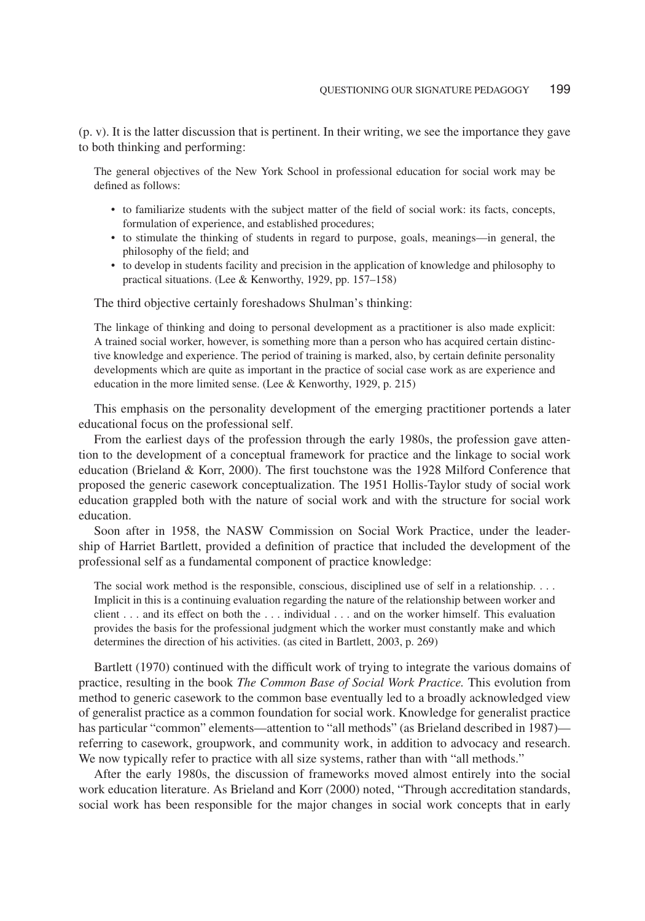(p. v). It is the latter discussion that is pertinent. In their writing, we see the importance they gave to both thinking and performing:

> The general objectives of the New York School in professional education for social work may be defined as follows:
>
> - to familiarize students with the subject matter of the field of social work: its facts, concepts, formulation of experience, and established procedures;
> - to stimulate the thinking of students in regard to purpose, goals, meanings—in general, the philosophy of the field; and
> - to develop in students facility and precision in the application of knowledge and philosophy to practical situations. (Lee & Kenworthy, 1929, pp. 157–158)

The third objective certainly foreshadows Shulman's thinking:

> The linkage of thinking and doing to personal development as a practitioner is also made explicit: A trained social worker, however, is something more than a person who has acquired certain distinctive knowledge and experience. The period of training is marked, also, by certain definite personality developments which are quite as important in the practice of social case work as are experience and education in the more limited sense. (Lee & Kenworthy, 1929, p. 215)

This emphasis on the personality development of the emerging practitioner portends a later educational focus on the professional self.

From the earliest days of the profession through the early 1980s, the profession gave attention to the development of a conceptual framework for practice and the linkage to social work education (Brieland & Korr, 2000). The first touchstone was the 1928 Milford Conference that proposed the generic casework conceptualization. The 1951 Hollis-Taylor study of social work education grappled both with the nature of social work and with the structure for social work education.

Soon after in 1958, the NASW Commission on Social Work Practice, under the leadership of Harriet Bartlett, provided a definition of practice that included the development of the professional self as a fundamental component of practice knowledge:

> The social work method is the responsible, conscious, disciplined use of self in a relationship. . . . Implicit in this is a continuing evaluation regarding the nature of the relationship between worker and client . . . and its effect on both the . . . individual . . . and on the worker himself. This evaluation provides the basis for the professional judgment which the worker must constantly make and which determines the direction of his activities. (as cited in Bartlett, 2003, p. 269)

Bartlett (1970) continued with the difficult work of trying to integrate the various domains of practice, resulting in the book *The Common Base of Social Work Practice.* This evolution from method to generic casework to the common base eventually led to a broadly acknowledged view of generalist practice as a common foundation for social work. Knowledge for generalist practice has particular "common" elements—attention to "all methods" (as Brieland described in 1987)—referring to casework, groupwork, and community work, in addition to advocacy and research. We now typically refer to practice with all size systems, rather than with "all methods."

After the early 1980s, the discussion of frameworks moved almost entirely into the social work education literature. As Brieland and Korr (2000) noted, "Through accreditation standards, social work has been responsible for the major changes in social work concepts that in early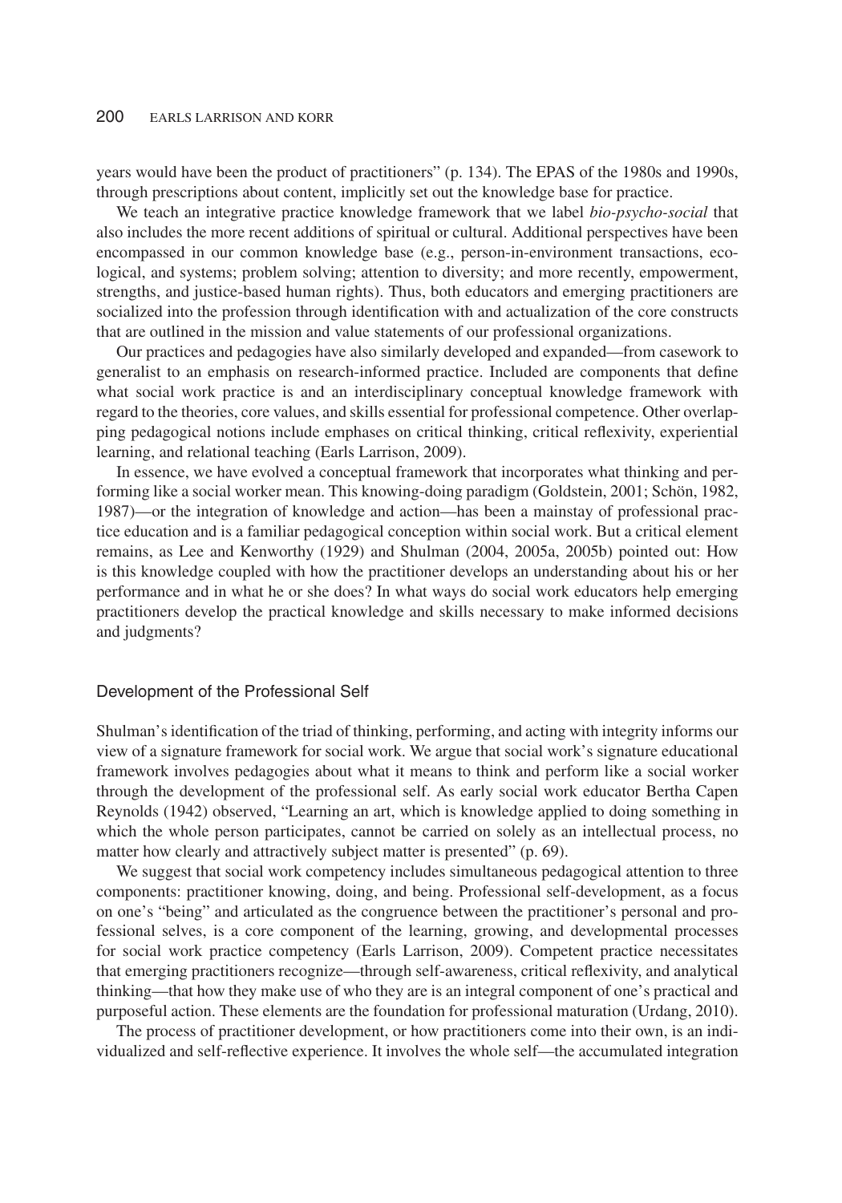years would have been the product of practitioners" (p. 134). The EPAS of the 1980s and 1990s, through prescriptions about content, implicitly set out the knowledge base for practice.

We teach an integrative practice knowledge framework that we label *bio-psycho-social* that also includes the more recent additions of spiritual or cultural. Additional perspectives have been encompassed in our common knowledge base (e.g., person-in-environment transactions, ecological, and systems; problem solving; attention to diversity; and more recently, empowerment, strengths, and justice-based human rights). Thus, both educators and emerging practitioners are socialized into the profession through identification with and actualization of the core constructs that are outlined in the mission and value statements of our professional organizations.

Our practices and pedagogies have also similarly developed and expanded—from casework to generalist to an emphasis on research-informed practice. Included are components that define what social work practice is and an interdisciplinary conceptual knowledge framework with regard to the theories, core values, and skills essential for professional competence. Other overlapping pedagogical notions include emphases on critical thinking, critical reflexivity, experiential learning, and relational teaching (Earls Larrison, 2009).

In essence, we have evolved a conceptual framework that incorporates what thinking and performing like a social worker mean. This knowing-doing paradigm (Goldstein, 2001; Schön, 1982, 1987)—or the integration of knowledge and action—has been a mainstay of professional practice education and is a familiar pedagogical conception within social work. But a critical element remains, as Lee and Kenworthy (1929) and Shulman (2004, 2005a, 2005b) pointed out: How is this knowledge coupled with how the practitioner develops an understanding about his or her performance and in what he or she does? In what ways do social work educators help emerging practitioners develop the practical knowledge and skills necessary to make informed decisions and judgments?

## Development of the Professional Self

Shulman's identification of the triad of thinking, performing, and acting with integrity informs our view of a signature framework for social work. We argue that social work's signature educational framework involves pedagogies about what it means to think and perform like a social worker through the development of the professional self. As early social work educator Bertha Capen Reynolds (1942) observed, "Learning an art, which is knowledge applied to doing something in which the whole person participates, cannot be carried on solely as an intellectual process, no matter how clearly and attractively subject matter is presented" (p. 69).

We suggest that social work competency includes simultaneous pedagogical attention to three components: practitioner knowing, doing, and being. Professional self-development, as a focus on one's "being" and articulated as the congruence between the practitioner's personal and professional selves, is a core component of the learning, growing, and developmental processes for social work practice competency (Earls Larrison, 2009). Competent practice necessitates that emerging practitioners recognize—through self-awareness, critical reflexivity, and analytical thinking—that how they make use of who they are is an integral component of one's practical and purposeful action. These elements are the foundation for professional maturation (Urdang, 2010).

The process of practitioner development, or how practitioners come into their own, is an individualized and self-reflective experience. It involves the whole self—the accumulated integration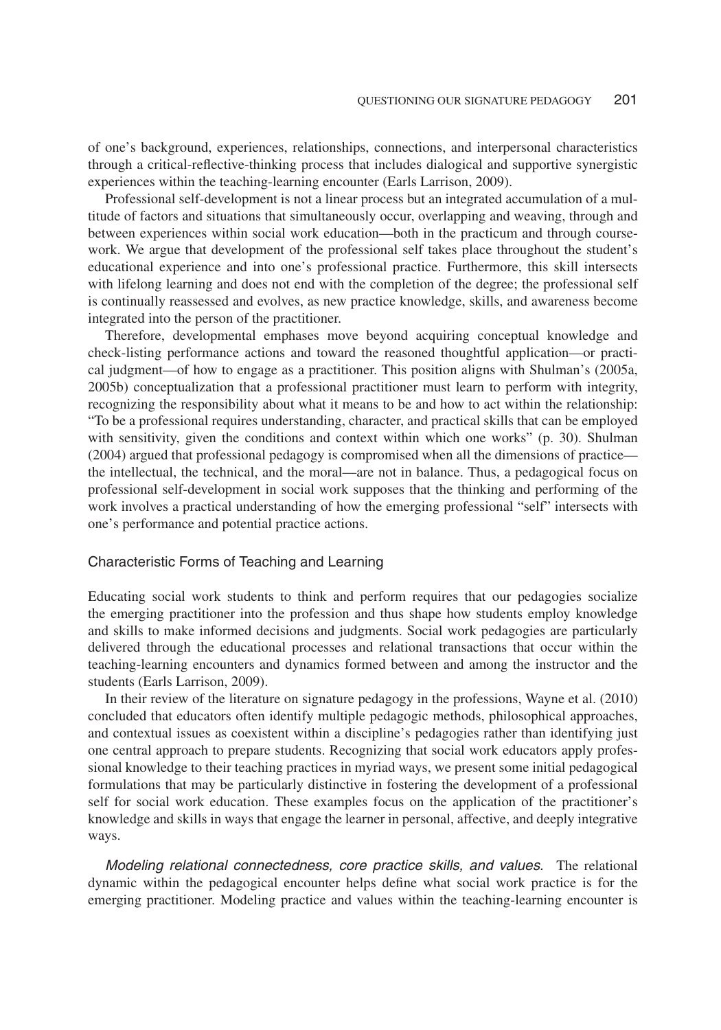of one's background, experiences, relationships, connections, and interpersonal characteristics through a critical-reflective-thinking process that includes dialogical and supportive synergistic experiences within the teaching-learning encounter (Earls Larrison, 2009).

Professional self-development is not a linear process but an integrated accumulation of a multitude of factors and situations that simultaneously occur, overlapping and weaving, through and between experiences within social work education—both in the practicum and through coursework. We argue that development of the professional self takes place throughout the student's educational experience and into one's professional practice. Furthermore, this skill intersects with lifelong learning and does not end with the completion of the degree; the professional self is continually reassessed and evolves, as new practice knowledge, skills, and awareness become integrated into the person of the practitioner.

Therefore, developmental emphases move beyond acquiring conceptual knowledge and check-listing performance actions and toward the reasoned thoughtful application—or practical judgment—of how to engage as a practitioner. This position aligns with Shulman's (2005a, 2005b) conceptualization that a professional practitioner must learn to perform with integrity, recognizing the responsibility about what it means to be and how to act within the relationship: "To be a professional requires understanding, character, and practical skills that can be employed with sensitivity, given the conditions and context within which one works" (p. 30). Shulman (2004) argued that professional pedagogy is compromised when all the dimensions of practice—the intellectual, the technical, and the moral—are not in balance. Thus, a pedagogical focus on professional self-development in social work supposes that the thinking and performing of the work involves a practical understanding of how the emerging professional "self" intersects with one's performance and potential practice actions.

## Characteristic Forms of Teaching and Learning

Educating social work students to think and perform requires that our pedagogies socialize the emerging practitioner into the profession and thus shape how students employ knowledge and skills to make informed decisions and judgments. Social work pedagogies are particularly delivered through the educational processes and relational transactions that occur within the teaching-learning encounters and dynamics formed between and among the instructor and the students (Earls Larrison, 2009).

In their review of the literature on signature pedagogy in the professions, Wayne et al. (2010) concluded that educators often identify multiple pedagogic methods, philosophical approaches, and contextual issues as coexistent within a discipline's pedagogies rather than identifying just one central approach to prepare students. Recognizing that social work educators apply professional knowledge to their teaching practices in myriad ways, we present some initial pedagogical formulations that may be particularly distinctive in fostering the development of a professional self for social work education. These examples focus on the application of the practitioner's knowledge and skills in ways that engage the learner in personal, affective, and deeply integrative ways.

*Modeling relational connectedness, core practice skills, and values.* The relational dynamic within the pedagogical encounter helps define what social work practice is for the emerging practitioner. Modeling practice and values within the teaching-learning encounter is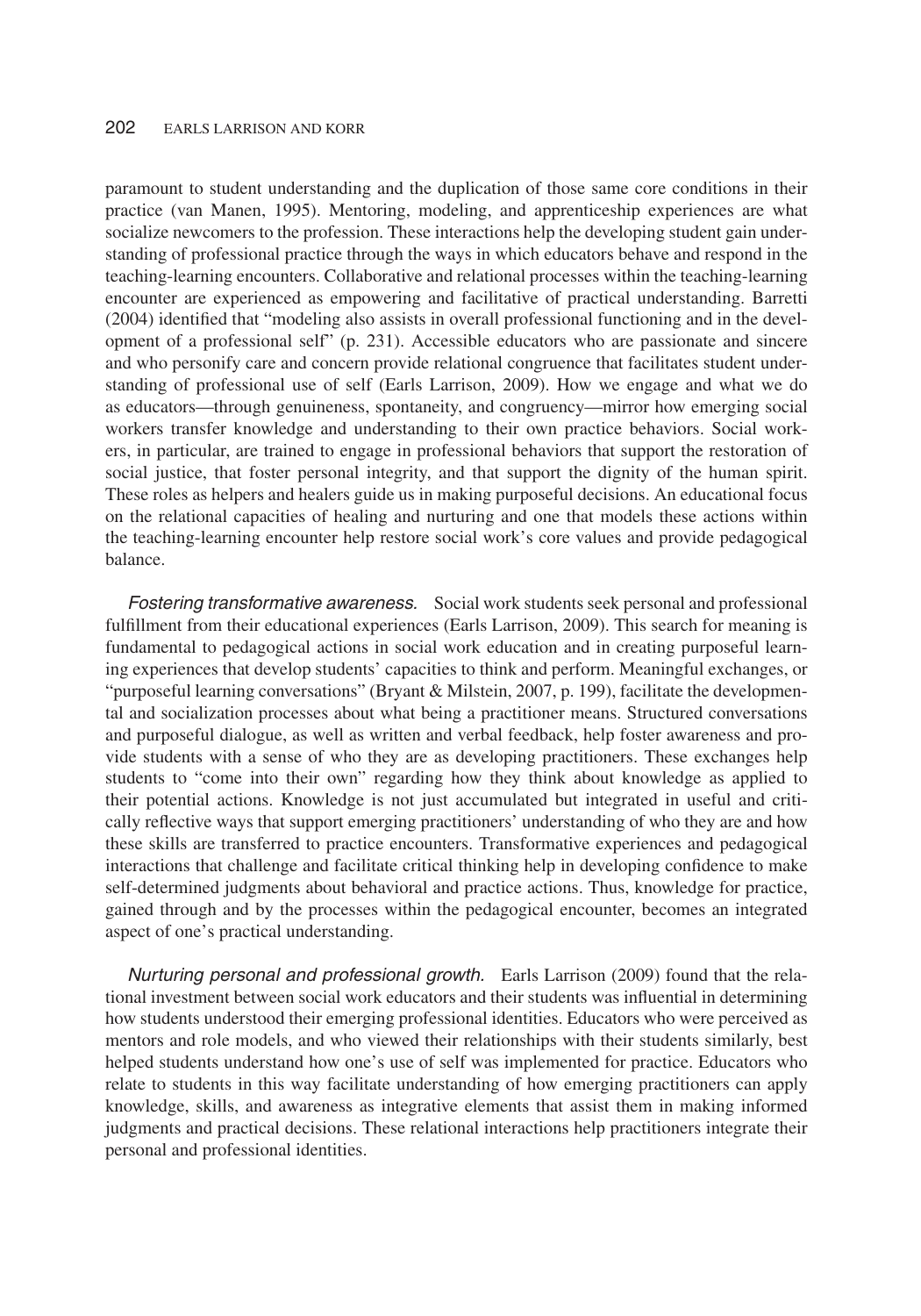paramount to student understanding and the duplication of those same core conditions in their practice (van Manen, 1995). Mentoring, modeling, and apprenticeship experiences are what socialize newcomers to the profession. These interactions help the developing student gain understanding of professional practice through the ways in which educators behave and respond in the teaching-learning encounters. Collaborative and relational processes within the teaching-learning encounter are experienced as empowering and facilitative of practical understanding. Barretti (2004) identified that "modeling also assists in overall professional functioning and in the development of a professional self" (p. 231). Accessible educators who are passionate and sincere and who personify care and concern provide relational congruence that facilitates student understanding of professional use of self (Earls Larrison, 2009). How we engage and what we do as educators—through genuineness, spontaneity, and congruency—mirror how emerging social workers transfer knowledge and understanding to their own practice behaviors. Social workers, in particular, are trained to engage in professional behaviors that support the restoration of social justice, that foster personal integrity, and that support the dignity of the human spirit. These roles as helpers and healers guide us in making purposeful decisions. An educational focus on the relational capacities of healing and nurturing and one that models these actions within the teaching-learning encounter help restore social work's core values and provide pedagogical balance.

*Fostering transformative awareness.* Social work students seek personal and professional fulfillment from their educational experiences (Earls Larrison, 2009). This search for meaning is fundamental to pedagogical actions in social work education and in creating purposeful learning experiences that develop students' capacities to think and perform. Meaningful exchanges, or "purposeful learning conversations" (Bryant & Milstein, 2007, p. 199), facilitate the developmental and socialization processes about what being a practitioner means. Structured conversations and purposeful dialogue, as well as written and verbal feedback, help foster awareness and provide students with a sense of who they are as developing practitioners. These exchanges help students to "come into their own" regarding how they think about knowledge as applied to their potential actions. Knowledge is not just accumulated but integrated in useful and critically reflective ways that support emerging practitioners' understanding of who they are and how these skills are transferred to practice encounters. Transformative experiences and pedagogical interactions that challenge and facilitate critical thinking help in developing confidence to make self-determined judgments about behavioral and practice actions. Thus, knowledge for practice, gained through and by the processes within the pedagogical encounter, becomes an integrated aspect of one's practical understanding.

*Nurturing personal and professional growth.* Earls Larrison (2009) found that the relational investment between social work educators and their students was influential in determining how students understood their emerging professional identities. Educators who were perceived as mentors and role models, and who viewed their relationships with their students similarly, best helped students understand how one's use of self was implemented for practice. Educators who relate to students in this way facilitate understanding of how emerging practitioners can apply knowledge, skills, and awareness as integrative elements that assist them in making informed judgments and practical decisions. These relational interactions help practitioners integrate their personal and professional identities.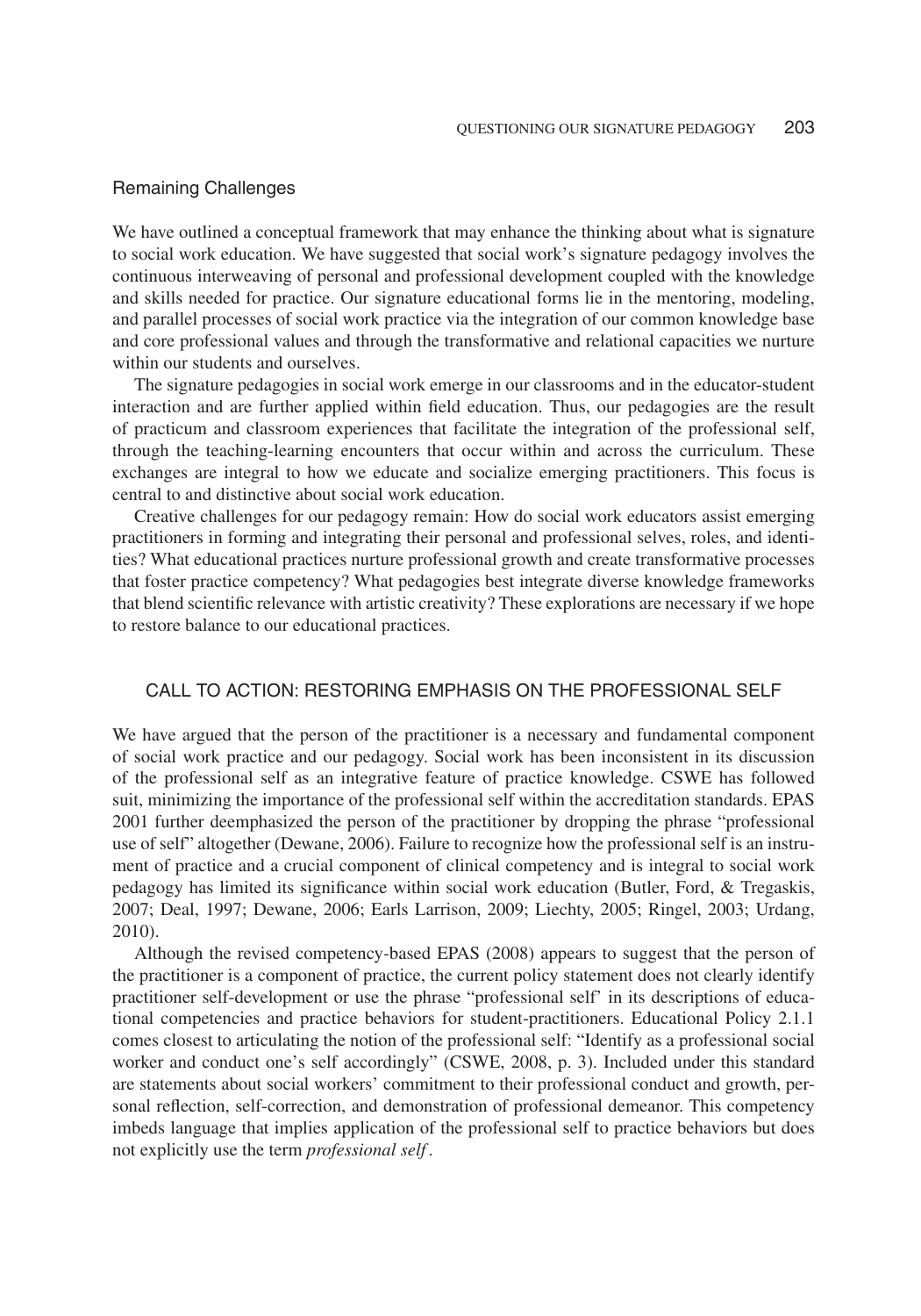### Remaining Challenges

We have outlined a conceptual framework that may enhance the thinking about what is signature to social work education. We have suggested that social work's signature pedagogy involves the continuous interweaving of personal and professional development coupled with the knowledge and skills needed for practice. Our signature educational forms lie in the mentoring, modeling, and parallel processes of social work practice via the integration of our common knowledge base and core professional values and through the transformative and relational capacities we nurture within our students and ourselves.

The signature pedagogies in social work emerge in our classrooms and in the educator-student interaction and are further applied within field education. Thus, our pedagogies are the result of practicum and classroom experiences that facilitate the integration of the professional self, through the teaching-learning encounters that occur within and across the curriculum. These exchanges are integral to how we educate and socialize emerging practitioners. This focus is central to and distinctive about social work education.

Creative challenges for our pedagogy remain: How do social work educators assist emerging practitioners in forming and integrating their personal and professional selves, roles, and identities? What educational practices nurture professional growth and create transformative processes that foster practice competency? What pedagogies best integrate diverse knowledge frameworks that blend scientific relevance with artistic creativity? These explorations are necessary if we hope to restore balance to our educational practices.

## CALL TO ACTION: RESTORING EMPHASIS ON THE PROFESSIONAL SELF

We have argued that the person of the practitioner is a necessary and fundamental component of social work practice and our pedagogy. Social work has been inconsistent in its discussion of the professional self as an integrative feature of practice knowledge. CSWE has followed suit, minimizing the importance of the professional self within the accreditation standards. EPAS 2001 further deemphasized the person of the practitioner by dropping the phrase "professional use of self" altogether (Dewane, 2006). Failure to recognize how the professional self is an instrument of practice and a crucial component of clinical competency and is integral to social work pedagogy has limited its significance within social work education (Butler, Ford, & Tregaskis, 2007; Deal, 1997; Dewane, 2006; Earls Larrison, 2009; Liechty, 2005; Ringel, 2003; Urdang, 2010).

Although the revised competency-based EPAS (2008) appears to suggest that the person of the practitioner is a component of practice, the current policy statement does not clearly identify practitioner self-development or use the phrase "professional self" in its descriptions of educational competencies and practice behaviors for student-practitioners. Educational Policy 2.1.1 comes closest to articulating the notion of the professional self: "Identify as a professional social worker and conduct one's self accordingly" (CSWE, 2008, p. 3). Included under this standard are statements about social workers' commitment to their professional conduct and growth, personal reflection, self-correction, and demonstration of professional demeanor. This competency imbeds language that implies application of the professional self to practice behaviors but does not explicitly use the term *professional self*.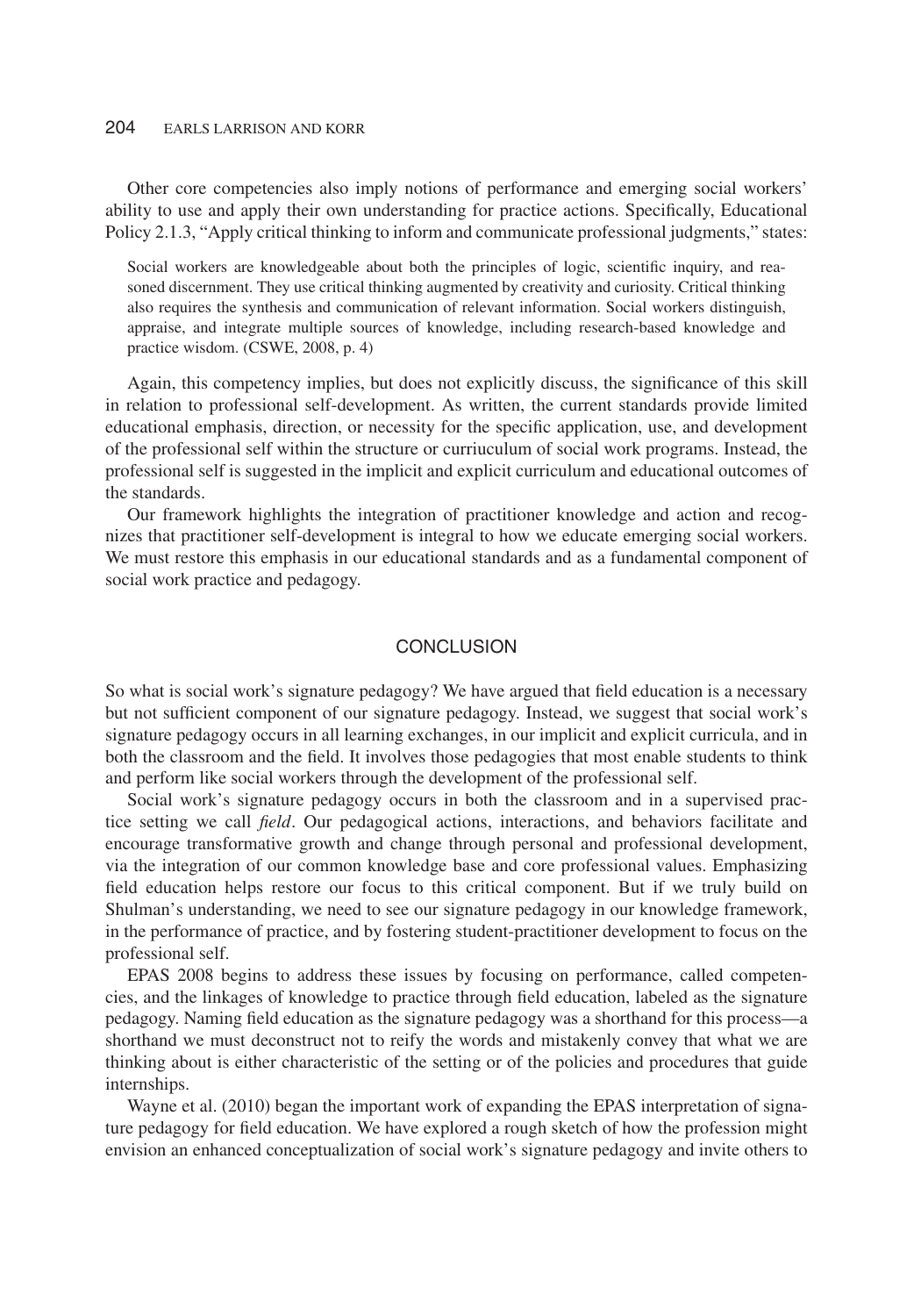Other core competencies also imply notions of performance and emerging social workers' ability to use and apply their own understanding for practice actions. Specifically, Educational Policy 2.1.3, "Apply critical thinking to inform and communicate professional judgments," states:

> Social workers are knowledgeable about both the principles of logic, scientific inquiry, and reasoned discernment. They use critical thinking augmented by creativity and curiosity. Critical thinking also requires the synthesis and communication of relevant information. Social workers distinguish, appraise, and integrate multiple sources of knowledge, including research-based knowledge and practice wisdom. (CSWE, 2008, p. 4)

Again, this competency implies, but does not explicitly discuss, the significance of this skill in relation to professional self-development. As written, the current standards provide limited educational emphasis, direction, or necessity for the specific application, use, and development of the professional self within the structure or curriuculum of social work programs. Instead, the professional self is suggested in the implicit and explicit curriculum and educational outcomes of the standards.

Our framework highlights the integration of practitioner knowledge and action and recognizes that practitioner self-development is integral to how we educate emerging social workers. We must restore this emphasis in our educational standards and as a fundamental component of social work practice and pedagogy.

## CONCLUSION

So what is social work's signature pedagogy? We have argued that field education is a necessary but not sufficient component of our signature pedagogy. Instead, we suggest that social work's signature pedagogy occurs in all learning exchanges, in our implicit and explicit curricula, and in both the classroom and the field. It involves those pedagogies that most enable students to think and perform like social workers through the development of the professional self.

Social work's signature pedagogy occurs in both the classroom and in a supervised practice setting we call *field*. Our pedagogical actions, interactions, and behaviors facilitate and encourage transformative growth and change through personal and professional development, via the integration of our common knowledge base and core professional values. Emphasizing field education helps restore our focus to this critical component. But if we truly build on Shulman's understanding, we need to see our signature pedagogy in our knowledge framework, in the performance of practice, and by fostering student-practitioner development to focus on the professional self.

EPAS 2008 begins to address these issues by focusing on performance, called competencies, and the linkages of knowledge to practice through field education, labeled as the signature pedagogy. Naming field education as the signature pedagogy was a shorthand for this process—a shorthand we must deconstruct not to reify the words and mistakenly convey that what we are thinking about is either characteristic of the setting or of the policies and procedures that guide internships.

Wayne et al. (2010) began the important work of expanding the EPAS interpretation of signature pedagogy for field education. We have explored a rough sketch of how the profession might envision an enhanced conceptualization of social work's signature pedagogy and invite others to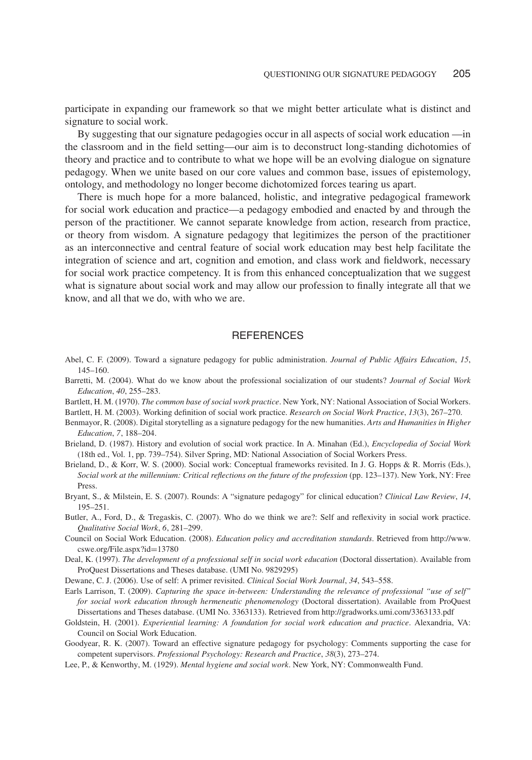participate in expanding our framework so that we might better articulate what is distinct and signature to social work.

By suggesting that our signature pedagogies occur in all aspects of social work education —in the classroom and in the field setting—our aim is to deconstruct long-standing dichotomies of theory and practice and to contribute to what we hope will be an evolving dialogue on signature pedagogy. When we unite based on our core values and common base, issues of epistemology, ontology, and methodology no longer become dichotomized forces tearing us apart.

There is much hope for a more balanced, holistic, and integrative pedagogical framework for social work education and practice—a pedagogy embodied and enacted by and through the person of the practitioner. We cannot separate knowledge from action, research from practice, or theory from wisdom. A signature pedagogy that legitimizes the person of the practitioner as an interconnective and central feature of social work education may best help facilitate the integration of science and art, cognition and emotion, and class work and fieldwork, necessary for social work practice competency. It is from this enhanced conceptualization that we suggest what is signature about social work and may allow our profession to finally integrate all that we know, and all that we do, with who we are.

## REFERENCES

Abel, C. F. (2009). Toward a signature pedagogy for public administration. *Journal of Public Affairs Education*, *15*, 145–160.

Barretti, M. (2004). What do we know about the professional socialization of our students? *Journal of Social Work Education*, *40*, 255–283.

Bartlett, H. M. (1970). *The common base of social work practice*. New York, NY: National Association of Social Workers.

Bartlett, H. M. (2003). Working definition of social work practice. *Research on Social Work Practice*, *13*(3), 267–270.

Benmayor, R. (2008). Digital storytelling as a signature pedagogy for the new humanities. *Arts and Humanities in Higher Education*, *7*, 188–204.

Brieland, D. (1987). History and evolution of social work practice. In A. Minahan (Ed.), *Encyclopedia of Social Work* (18th ed., Vol. 1, pp. 739–754). Silver Spring, MD: National Association of Social Workers Press.

Brieland, D., & Korr, W. S. (2000). Social work: Conceptual frameworks revisited. In J. G. Hopps & R. Morris (Eds.), *Social work at the millennium: Critical reflections on the future of the profession* (pp. 123–137). New York, NY: Free Press.

Bryant, S., & Milstein, E. S. (2007). Rounds: A "signature pedagogy" for clinical education? *Clinical Law Review*, *14*, 195–251.

Butler, A., Ford, D., & Tregaskis, C. (2007). Who do we think we are?: Self and reflexivity in social work practice. *Qualitative Social Work*, *6*, 281–299.

Council on Social Work Education. (2008). *Education policy and accreditation standards*. Retrieved from http://www.cswe.org/File.aspx?id=13780

Deal, K. (1997). *The development of a professional self in social work education* (Doctoral dissertation). Available from ProQuest Dissertations and Theses database. (UMI No. 9829295)

Dewane, C. J. (2006). Use of self: A primer revisited. *Clinical Social Work Journal*, *34*, 543–558.

Earls Larrison, T. (2009). *Capturing the space in-between: Understanding the relevance of professional "use of self" for social work education through hermeneutic phenomenology* (Doctoral dissertation). Available from ProQuest Dissertations and Theses database. (UMI No. 3363133). Retrieved from http://gradworks.umi.com/3363133.pdf

Goldstein, H. (2001). *Experiential learning: A foundation for social work education and practice*. Alexandria, VA: Council on Social Work Education.

Goodyear, R. K. (2007). Toward an effective signature pedagogy for psychology: Comments supporting the case for competent supervisors. *Professional Psychology: Research and Practice*, *38*(3), 273–274.

Lee, P., & Kenworthy, M. (1929). *Mental hygiene and social work*. New York, NY: Commonwealth Fund.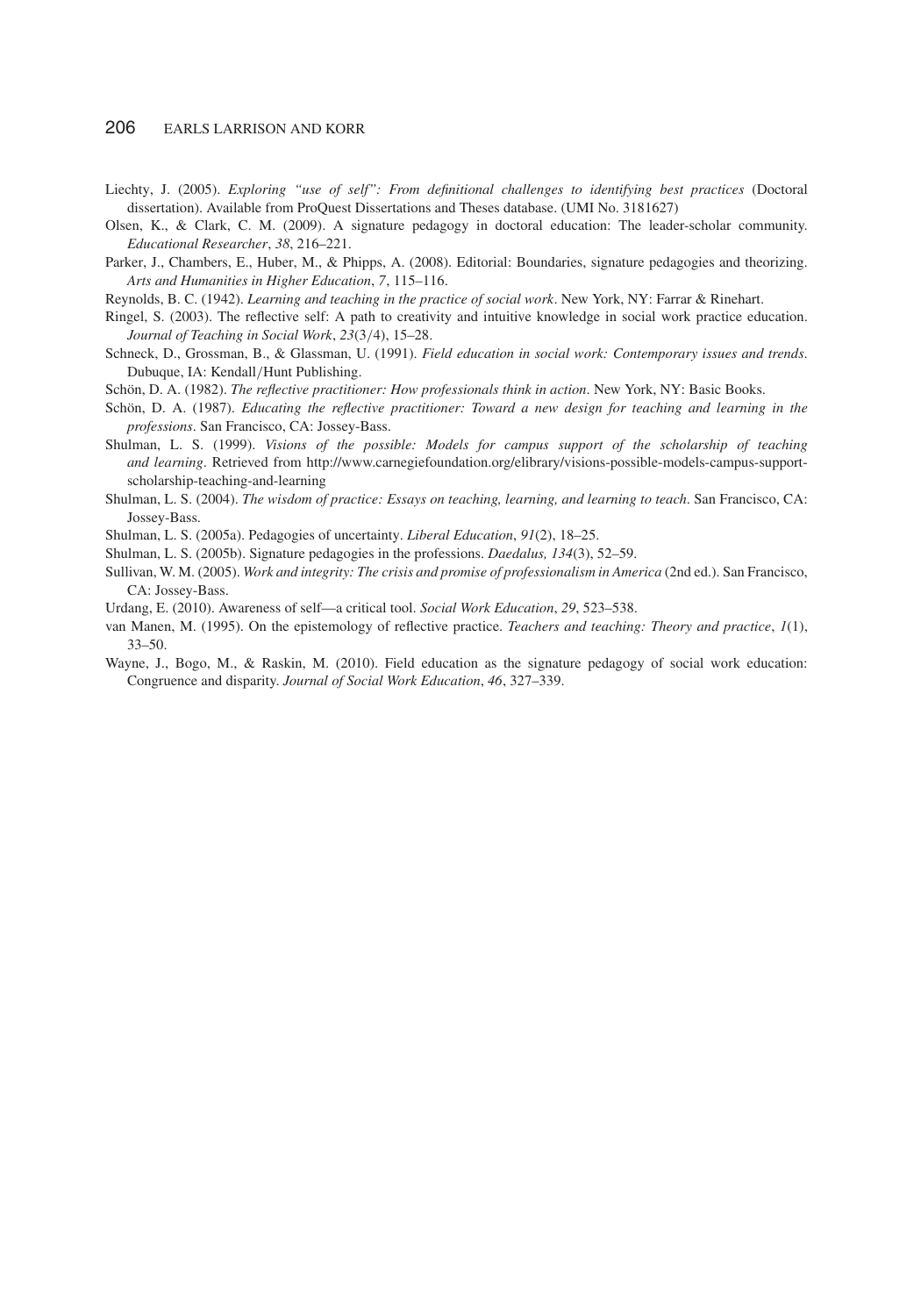Liechty, J. (2005). *Exploring "use of self": From definitional challenges to identifying best practices* (Doctoral dissertation). Available from ProQuest Dissertations and Theses database. (UMI No. 3181627)

Olsen, K., & Clark, C. M. (2009). A signature pedagogy in doctoral education: The leader-scholar community. *Educational Researcher*, *38*, 216–221.

Parker, J., Chambers, E., Huber, M., & Phipps, A. (2008). Editorial: Boundaries, signature pedagogies and theorizing. *Arts and Humanities in Higher Education*, *7*, 115–116.

Reynolds, B. C. (1942). *Learning and teaching in the practice of social work*. New York, NY: Farrar & Rinehart.

Ringel, S. (2003). The reflective self: A path to creativity and intuitive knowledge in social work practice education. *Journal of Teaching in Social Work*, *23*(3/4), 15–28.

Schneck, D., Grossman, B., & Glassman, U. (1991). *Field education in social work: Contemporary issues and trends*. Dubuque, IA: Kendall/Hunt Publishing.

Schön, D. A. (1982). *The reflective practitioner: How professionals think in action*. New York, NY: Basic Books.

Schön, D. A. (1987). *Educating the reflective practitioner: Toward a new design for teaching and learning in the professions*. San Francisco, CA: Jossey-Bass.

Shulman, L. S. (1999). *Visions of the possible: Models for campus support of the scholarship of teaching and learning*. Retrieved from http://www.carnegiefoundation.org/elibrary/visions-possible-models-campus-support-scholarship-teaching-and-learning

Shulman, L. S. (2004). *The wisdom of practice: Essays on teaching, learning, and learning to teach*. San Francisco, CA: Jossey-Bass.

Shulman, L. S. (2005a). Pedagogies of uncertainty. *Liberal Education*, *91*(2), 18–25.

Shulman, L. S. (2005b). Signature pedagogies in the professions. *Daedalus, 134*(3), 52–59.

Sullivan, W. M. (2005). *Work and integrity: The crisis and promise of professionalism in America* (2nd ed.). San Francisco, CA: Jossey-Bass.

Urdang, E. (2010). Awareness of self—a critical tool. *Social Work Education*, *29*, 523–538.

van Manen, M. (1995). On the epistemology of reflective practice. *Teachers and teaching: Theory and practice*, *1*(1), 33–50.

Wayne, J., Bogo, M., & Raskin, M. (2010). Field education as the signature pedagogy of social work education: Congruence and disparity. *Journal of Social Work Education*, *46*, 327–339.